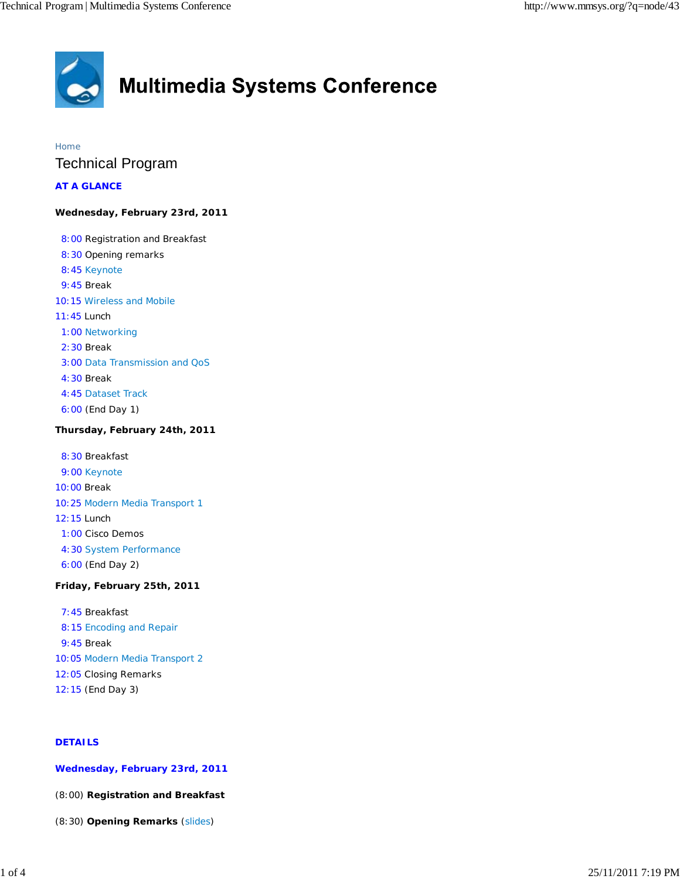# Multimedia Systems Conference

Home

## Technical Program

### AT A GLANCE

**Wednesday, February 23rd, 2011**

8:00 Registration and Breakfast
8:30 Opening remarks
8:45 Keynote
9:45 Break
10:15 Wireless and Mobile
11:45 Lunch
1:00 Networking
2:30 Break
3:00 Data Transmission and QoS
4:30 Break
4:45 Dataset Track
6:00 (End Day 1)

**Thursday, February 24th, 2011**

8:30 Breakfast
9:00 Keynote
10:00 Break
10:25 Modern Media Transport 1
12:15 Lunch
1:00 Cisco Demos
4:30 System Performance
6:00 (End Day 2)

**Friday, February 25th, 2011**

7:45 Breakfast
8:15 Encoding and Repair
9:45 Break
10:05 Modern Media Transport 2
12:05 Closing Remarks
12:15 (End Day 3)

### DETAILS

**Wednesday, February 23rd, 2011**

(8:00) **Registration and Breakfast**

(8:30) **Opening Remarks** (slides)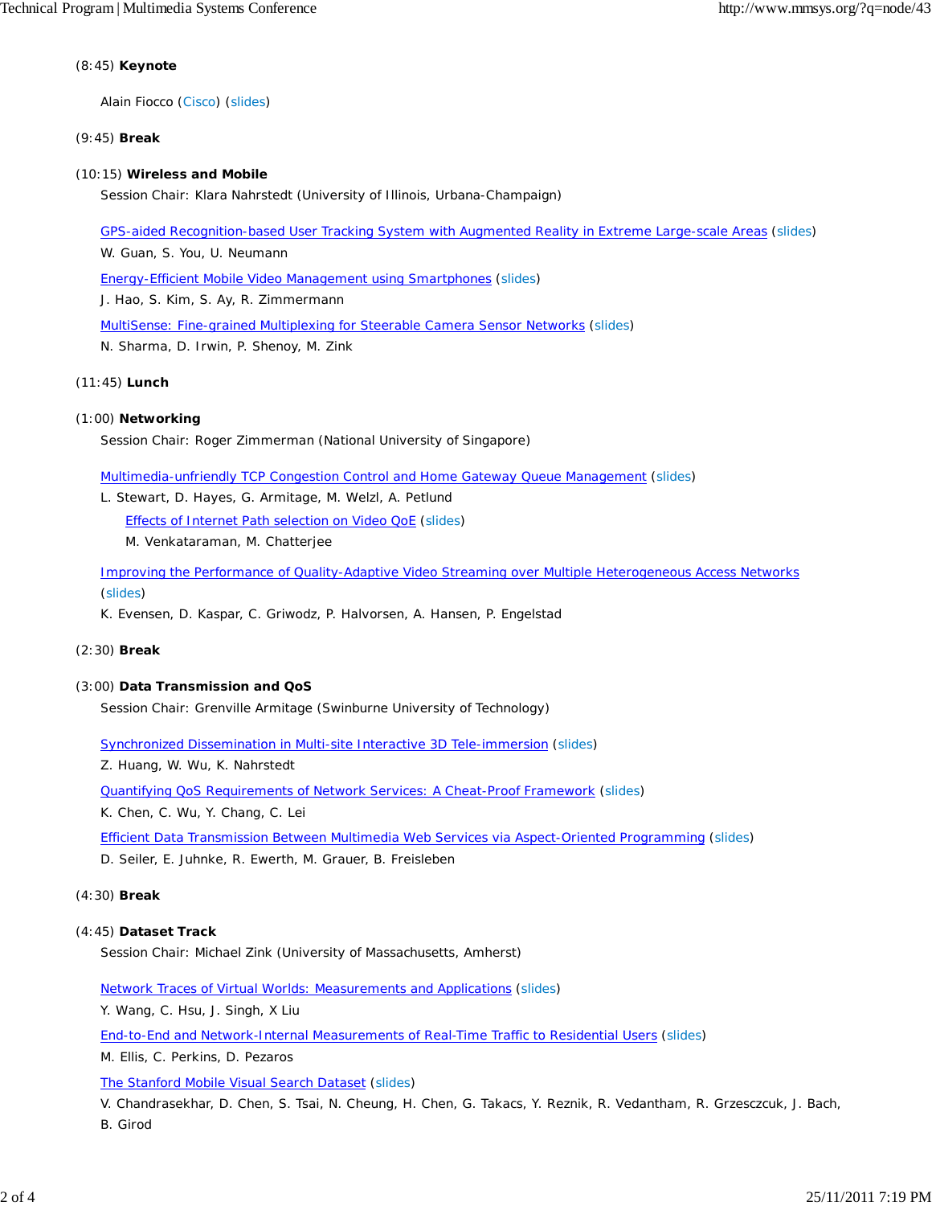(8:45) **Keynote**

Alain Fiocco (Cisco) (slides)

(9:45) **Break**

(10:15) **Wireless and Mobile**

Session Chair: Klara Nahrstedt (University of Illinois, Urbana-Champaign)

GPS-aided Recognition-based User Tracking System with Augmented Reality in Extreme Large-scale Areas (slides)
W. Guan, S. You, U. Neumann

Energy-Efficient Mobile Video Management using Smartphones (slides)
J. Hao, S. Kim, S. Ay, R. Zimmermann

MultiSense: Fine-grained Multiplexing for Steerable Camera Sensor Networks (slides)
N. Sharma, D. Irwin, P. Shenoy, M. Zink

(11:45) **Lunch**

(1:00) **Networking**

Session Chair: Roger Zimmerman (National University of Singapore)

Multimedia-unfriendly TCP Congestion Control and Home Gateway Queue Management (slides)
L. Stewart, D. Hayes, G. Armitage, M. Welzl, A. Petlund

Effects of Internet Path selection on Video QoE (slides)
M. Venkataraman, M. Chatterjee

Improving the Performance of Quality-Adaptive Video Streaming over Multiple Heterogeneous Access Networks (slides)
K. Evensen, D. Kaspar, C. Griwodz, P. Halvorsen, A. Hansen, P. Engelstad

(2:30) **Break**

(3:00) **Data Transmission and QoS**

Session Chair: Grenville Armitage (Swinburne University of Technology)

Synchronized Dissemination in Multi-site Interactive 3D Tele-immersion (slides)
Z. Huang, W. Wu, K. Nahrstedt

Quantifying QoS Requirements of Network Services: A Cheat-Proof Framework (slides)
K. Chen, C. Wu, Y. Chang, C. Lei

Efficient Data Transmission Between Multimedia Web Services via Aspect-Oriented Programming (slides)
D. Seiler, E. Juhnke, R. Ewerth, M. Grauer, B. Freisleben

(4:30) **Break**

(4:45) **Dataset Track**

Session Chair: Michael Zink (University of Massachusetts, Amherst)

Network Traces of Virtual Worlds: Measurements and Applications (slides)
Y. Wang, C. Hsu, J. Singh, X Liu

End-to-End and Network-Internal Measurements of Real-Time Traffic to Residential Users (slides)
M. Ellis, C. Perkins, D. Pezaros

The Stanford Mobile Visual Search Dataset (slides)
V. Chandrasekhar, D. Chen, S. Tsai, N. Cheung, H. Chen, G. Takacs, Y. Reznik, R. Vedantham, R. Grzesczcuk, J. Bach, B. Girod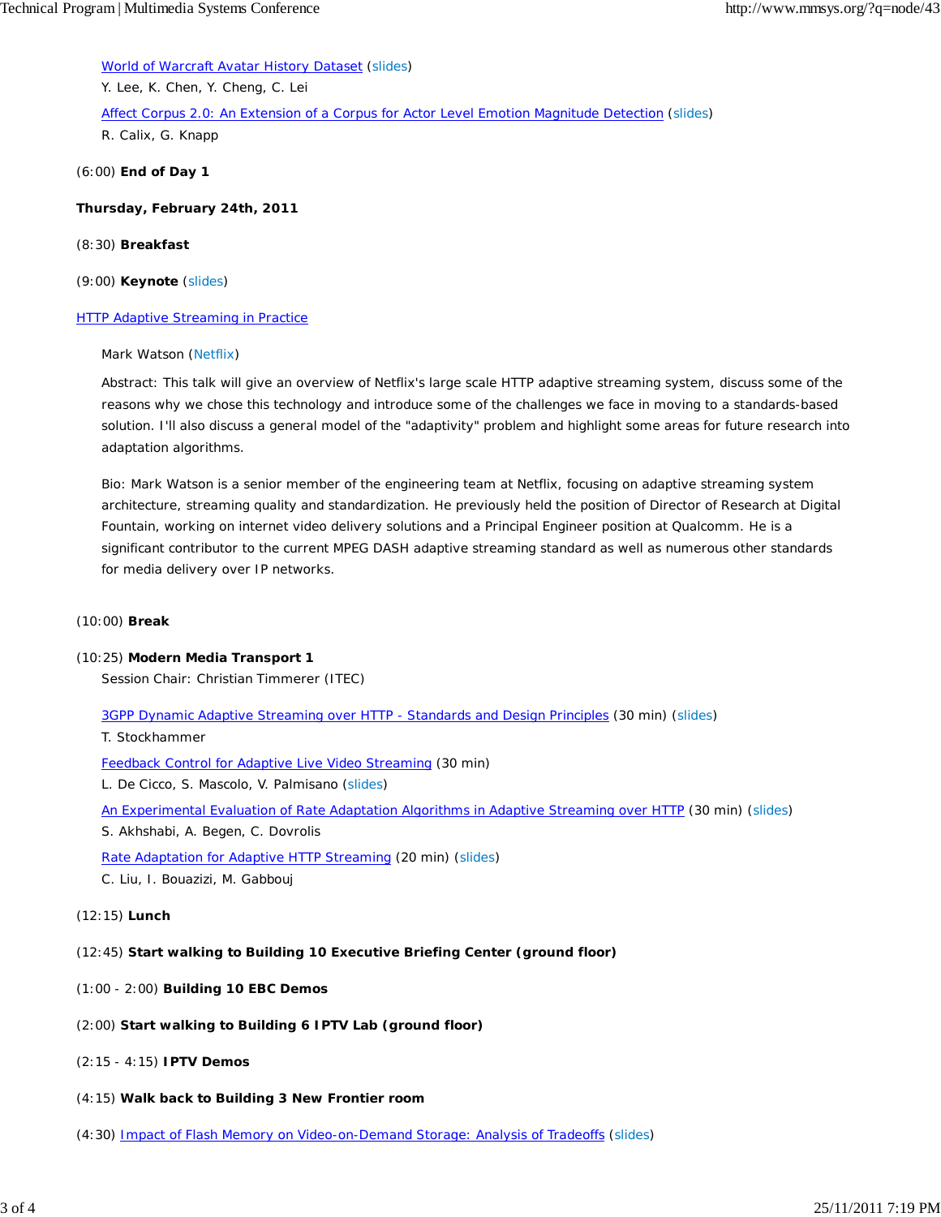[World of Warcraft Avatar History Dataset](#) (slides)
Y. Lee, K. Chen, Y. Cheng, C. Lei

[Affect Corpus 2.0: An Extension of a Corpus for Actor Level Emotion Magnitude Detection](#) (slides)
R. Calix, G. Knapp

(6:00) **End of Day 1**

**Thursday, February 24th, 2011**

(8:30) **Breakfast**

(9:00) **Keynote** (slides)

[HTTP Adaptive Streaming in Practice](#)

Mark Watson (Netflix)

Abstract: This talk will give an overview of Netflix's large scale HTTP adaptive streaming system, discuss some of the reasons why we chose this technology and introduce some of the challenges we face in moving to a standards-based solution. I'll also discuss a general model of the "adaptivity" problem and highlight some areas for future research into adaptation algorithms.

Bio: Mark Watson is a senior member of the engineering team at Netflix, focusing on adaptive streaming system architecture, streaming quality and standardization. He previously held the position of Director of Research at Digital Fountain, working on internet video delivery solutions and a Principal Engineer position at Qualcomm. He is a significant contributor to the current MPEG DASH adaptive streaming standard as well as numerous other standards for media delivery over IP networks.

(10:00) **Break**

(10:25) **Modern Media Transport 1**
Session Chair: Christian Timmerer (ITEC)

[3GPP Dynamic Adaptive Streaming over HTTP - Standards and Design Principles](#) (30 min) (slides)
T. Stockhammer

[Feedback Control for Adaptive Live Video Streaming](#) (30 min)
L. De Cicco, S. Mascolo, V. Palmisano (slides)

[An Experimental Evaluation of Rate Adaptation Algorithms in Adaptive Streaming over HTTP](#) (30 min) (slides)
S. Akhshabi, A. Begen, C. Dovrolis

[Rate Adaptation for Adaptive HTTP Streaming](#) (20 min) (slides)
C. Liu, I. Bouazizi, M. Gabbouj

(12:15) **Lunch**

(12:45) **Start walking to Building 10 Executive Briefing Center (ground floor)**

(1:00 - 2:00) **Building 10 EBC Demos**

(2:00) **Start walking to Building 6 IPTV Lab (ground floor)**

(2:15 - 4:15) **IPTV Demos**

(4:15) **Walk back to Building 3 New Frontier room**

(4:30) [Impact of Flash Memory on Video-on-Demand Storage: Analysis of Tradeoffs](#) (slides)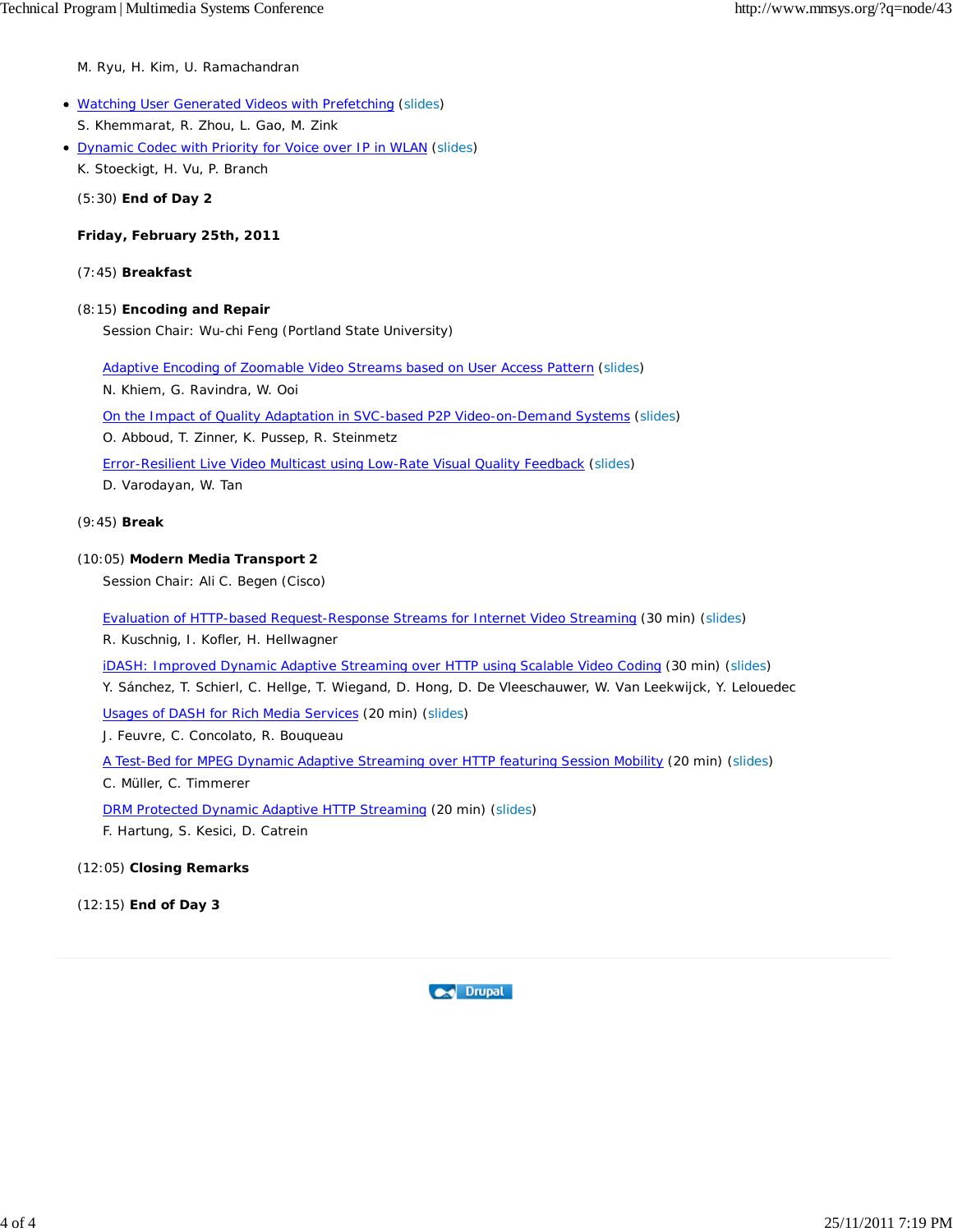M. Ryu, H. Kim, U. Ramachandran

- Watching User Generated Videos with Prefetching (slides)
  S. Khemmarat, R. Zhou, L. Gao, M. Zink
- Dynamic Codec with Priority for Voice over IP in WLAN (slides)
  K. Stoeckigt, H. Vu, P. Branch

(5:30) **End of Day 2**

**Friday, February 25th, 2011**

(7:45) **Breakfast**

(8:15) **Encoding and Repair**
Session Chair: Wu-chi Feng (Portland State University)

Adaptive Encoding of Zoomable Video Streams based on User Access Pattern (slides)
N. Khiem, G. Ravindra, W. Ooi

On the Impact of Quality Adaptation in SVC-based P2P Video-on-Demand Systems (slides)
O. Abboud, T. Zinner, K. Pussep, R. Steinmetz

Error-Resilient Live Video Multicast using Low-Rate Visual Quality Feedback (slides)
D. Varodayan, W. Tan

(9:45) **Break**

(10:05) **Modern Media Transport 2**
Session Chair: Ali C. Begen (Cisco)

Evaluation of HTTP-based Request-Response Streams for Internet Video Streaming (30 min) (slides)
R. Kuschnig, I. Kofler, H. Hellwagner

iDASH: Improved Dynamic Adaptive Streaming over HTTP using Scalable Video Coding (30 min) (slides)
Y. Sánchez, T. Schierl, C. Hellge, T. Wiegand, D. Hong, D. De Vleeschauwer, W. Van Leekwijck, Y. Lelouedec

Usages of DASH for Rich Media Services (20 min) (slides)
J. Feuvre, C. Concolato, R. Bouqueau

A Test-Bed for MPEG Dynamic Adaptive Streaming over HTTP featuring Session Mobility (20 min) (slides)
C. Müller, C. Timmerer

DRM Protected Dynamic Adaptive HTTP Streaming (20 min) (slides)
F. Hartung, S. Kesici, D. Catrein

(12:05) **Closing Remarks**

(12:15) **End of Day 3**